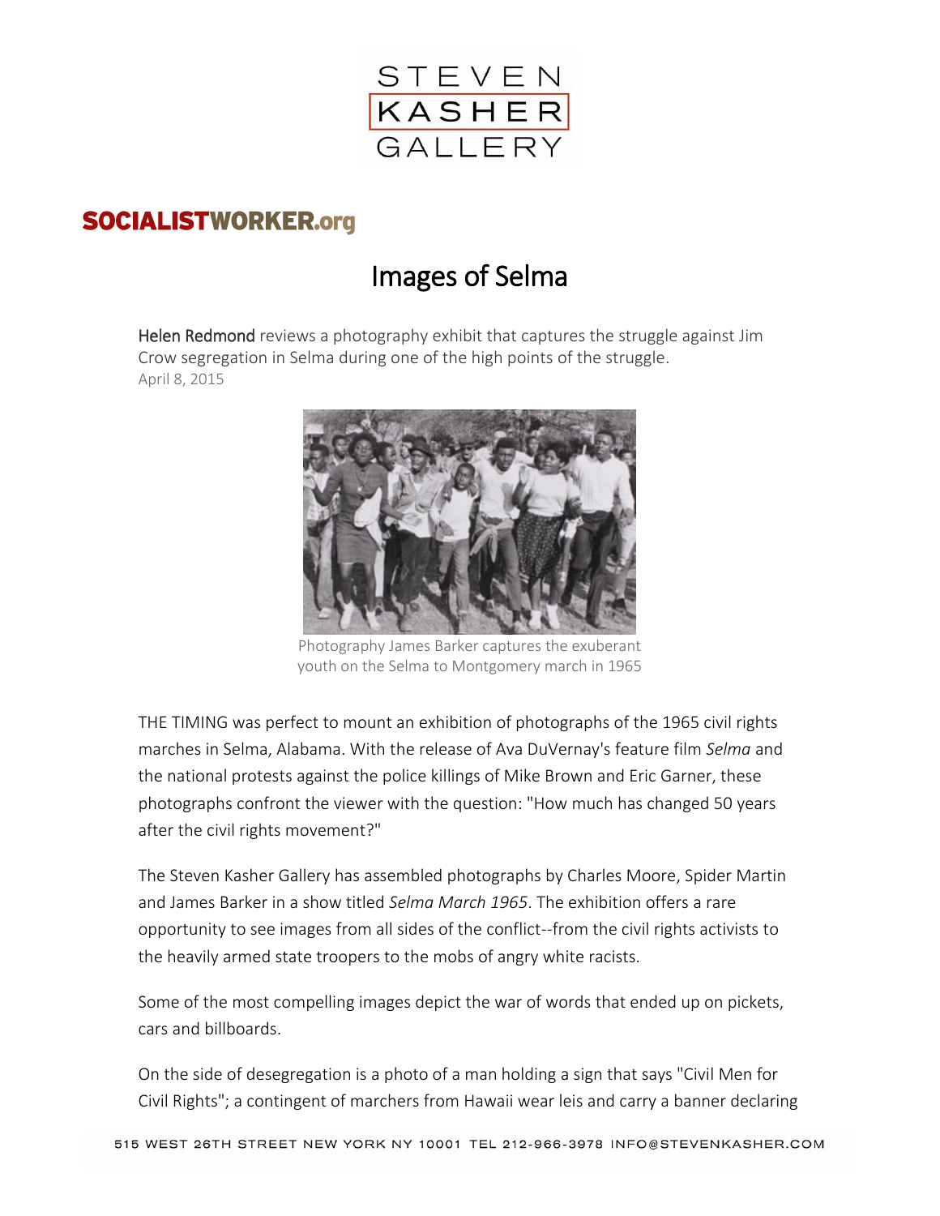STEVEN KASHER GALLERY

**SOCIALISTWORKER.org**

# Images of Selma

**Helen Redmond** reviews a photography exhibit that captures the struggle against Jim Crow segregation in Selma during one of the high points of the struggle.

April 8, 2015

Photography James Barker captures the exuberant youth on the Selma to Montgomery march in 1965

THE TIMING was perfect to mount an exhibition of photographs of the 1965 civil rights marches in Selma, Alabama. With the release of Ava DuVernay's feature film *Selma* and the national protests against the police killings of Mike Brown and Eric Garner, these photographs confront the viewer with the question: "How much has changed 50 years after the civil rights movement?"

The Steven Kasher Gallery has assembled photographs by Charles Moore, Spider Martin and James Barker in a show titled *Selma March 1965*. The exhibition offers a rare opportunity to see images from all sides of the conflict--from the civil rights activists to the heavily armed state troopers to the mobs of angry white racists.

Some of the most compelling images depict the war of words that ended up on pickets, cars and billboards.

On the side of desegregation is a photo of a man holding a sign that says "Civil Men for Civil Rights"; a contingent of marchers from Hawaii wear leis and carry a banner declaring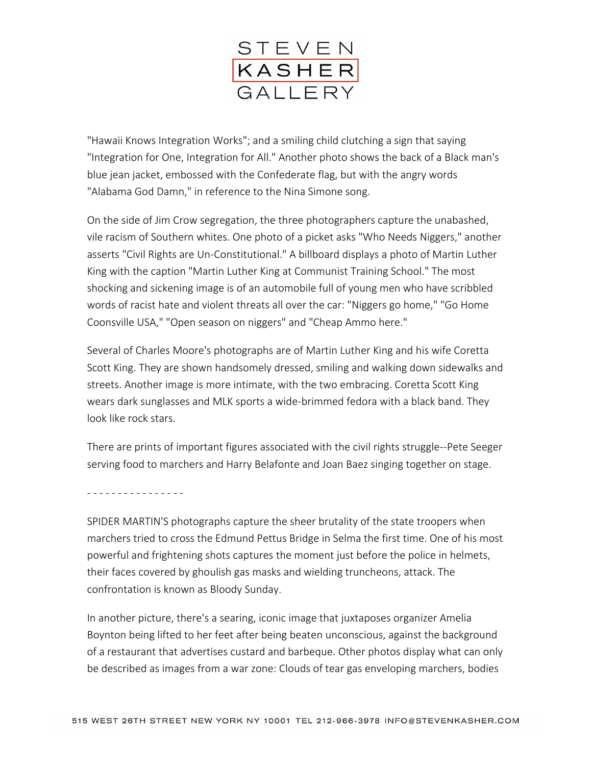"Hawaii Knows Integration Works"; and a smiling child clutching a sign that saying "Integration for One, Integration for All." Another photo shows the back of a Black man's blue jean jacket, embossed with the Confederate flag, but with the angry words "Alabama God Damn," in reference to the Nina Simone song.

On the side of Jim Crow segregation, the three photographers capture the unabashed, vile racism of Southern whites. One photo of a picket asks "Who Needs Niggers," another asserts "Civil Rights are Un-Constitutional." A billboard displays a photo of Martin Luther King with the caption "Martin Luther King at Communist Training School." The most shocking and sickening image is of an automobile full of young men who have scribbled words of racist hate and violent threats all over the car: "Niggers go home," "Go Home Coonsville USA," "Open season on niggers" and "Cheap Ammo here."

Several of Charles Moore's photographs are of Martin Luther King and his wife Coretta Scott King. They are shown handsomely dressed, smiling and walking down sidewalks and streets. Another image is more intimate, with the two embracing. Coretta Scott King wears dark sunglasses and MLK sports a wide-brimmed fedora with a black band. They look like rock stars.

There are prints of important figures associated with the civil rights struggle--Pete Seeger serving food to marchers and Harry Belafonte and Joan Baez singing together on stage.

- - - - - - - - - - - - - - - -

SPIDER MARTIN'S photographs capture the sheer brutality of the state troopers when marchers tried to cross the Edmund Pettus Bridge in Selma the first time. One of his most powerful and frightening shots captures the moment just before the police in helmets, their faces covered by ghoulish gas masks and wielding truncheons, attack. The confrontation is known as Bloody Sunday.

In another picture, there's a searing, iconic image that juxtaposes organizer Amelia Boynton being lifted to her feet after being beaten unconscious, against the background of a restaurant that advertises custard and barbeque. Other photos display what can only be described as images from a war zone: Clouds of tear gas enveloping marchers, bodies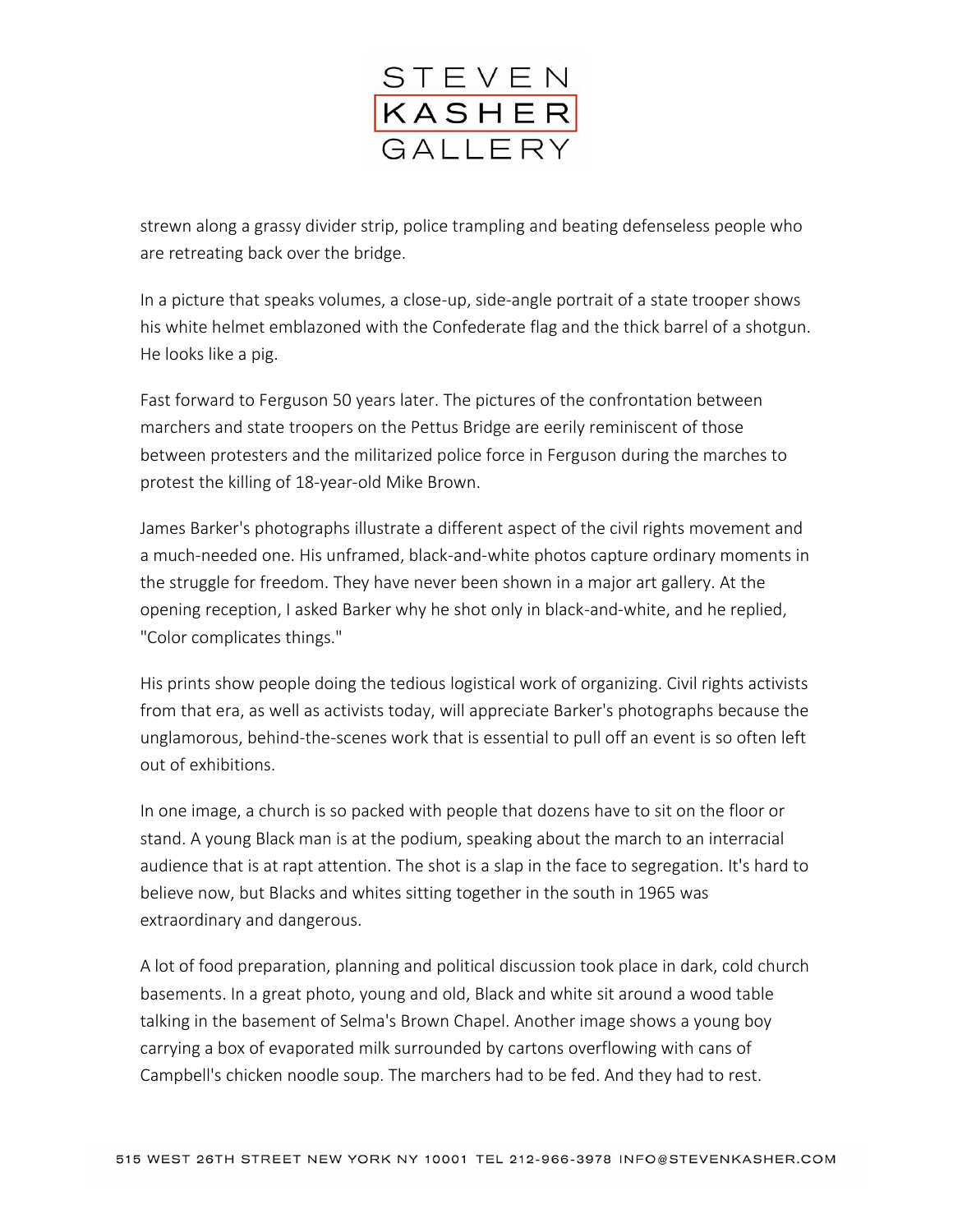strewn along a grassy divider strip, police trampling and beating defenseless people who are retreating back over the bridge.

In a picture that speaks volumes, a close-up, side-angle portrait of a state trooper shows his white helmet emblazoned with the Confederate flag and the thick barrel of a shotgun. He looks like a pig.

Fast forward to Ferguson 50 years later. The pictures of the confrontation between marchers and state troopers on the Pettus Bridge are eerily reminiscent of those between protesters and the militarized police force in Ferguson during the marches to protest the killing of 18-year-old Mike Brown.

James Barker's photographs illustrate a different aspect of the civil rights movement and a much-needed one. His unframed, black-and-white photos capture ordinary moments in the struggle for freedom. They have never been shown in a major art gallery. At the opening reception, I asked Barker why he shot only in black-and-white, and he replied, "Color complicates things."

His prints show people doing the tedious logistical work of organizing. Civil rights activists from that era, as well as activists today, will appreciate Barker's photographs because the unglamorous, behind-the-scenes work that is essential to pull off an event is so often left out of exhibitions.

In one image, a church is so packed with people that dozens have to sit on the floor or stand. A young Black man is at the podium, speaking about the march to an interracial audience that is at rapt attention. The shot is a slap in the face to segregation. It's hard to believe now, but Blacks and whites sitting together in the south in 1965 was extraordinary and dangerous.

A lot of food preparation, planning and political discussion took place in dark, cold church basements. In a great photo, young and old, Black and white sit around a wood table talking in the basement of Selma's Brown Chapel. Another image shows a young boy carrying a box of evaporated milk surrounded by cartons overflowing with cans of Campbell's chicken noodle soup. The marchers had to be fed. And they had to rest.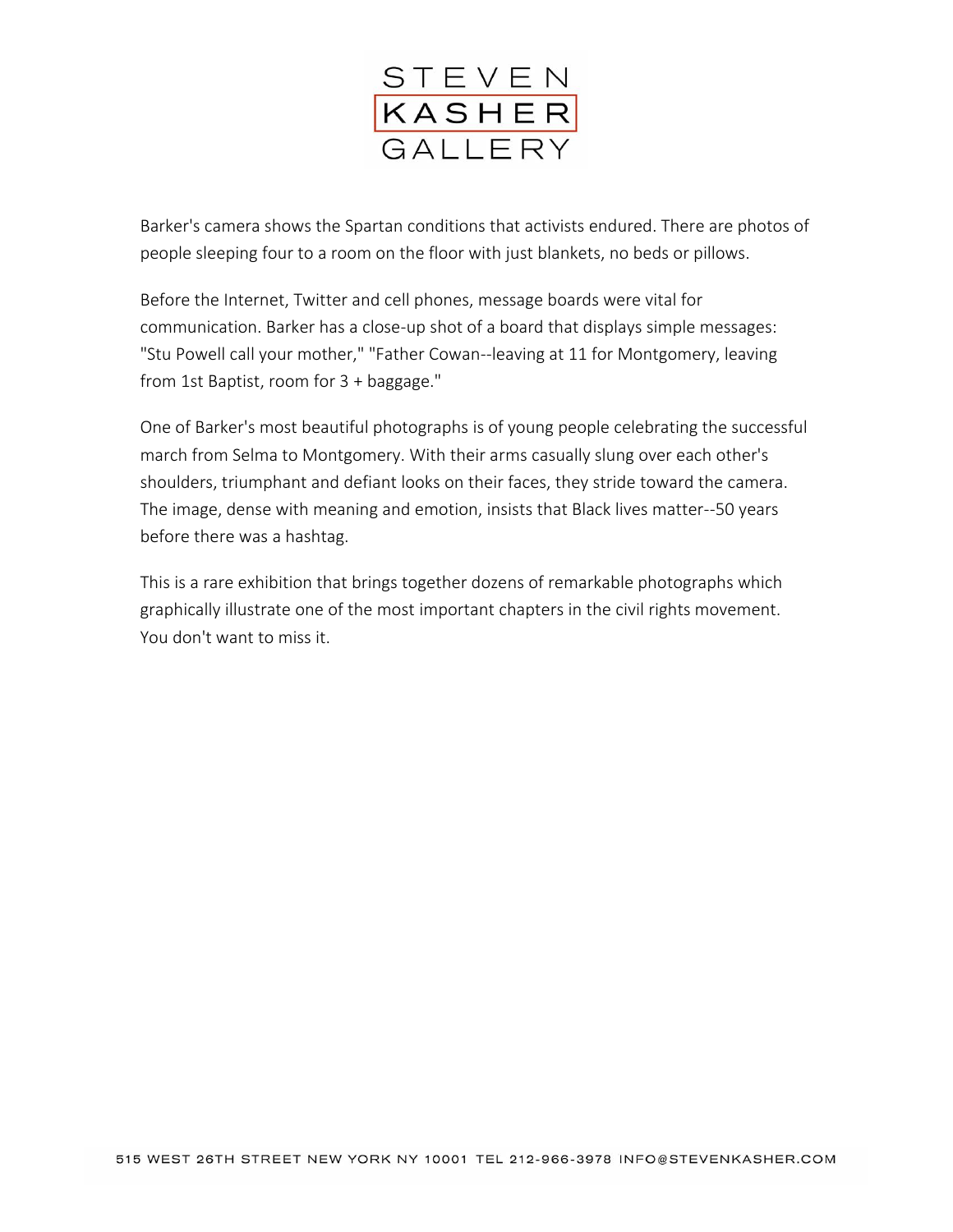Barker's camera shows the Spartan conditions that activists endured. There are photos of people sleeping four to a room on the floor with just blankets, no beds or pillows.

Before the Internet, Twitter and cell phones, message boards were vital for communication. Barker has a close-up shot of a board that displays simple messages: "Stu Powell call your mother," "Father Cowan--leaving at 11 for Montgomery, leaving from 1st Baptist, room for 3 + baggage."

One of Barker's most beautiful photographs is of young people celebrating the successful march from Selma to Montgomery. With their arms casually slung over each other's shoulders, triumphant and defiant looks on their faces, they stride toward the camera. The image, dense with meaning and emotion, insists that Black lives matter--50 years before there was a hashtag.

This is a rare exhibition that brings together dozens of remarkable photographs which graphically illustrate one of the most important chapters in the civil rights movement. You don't want to miss it.